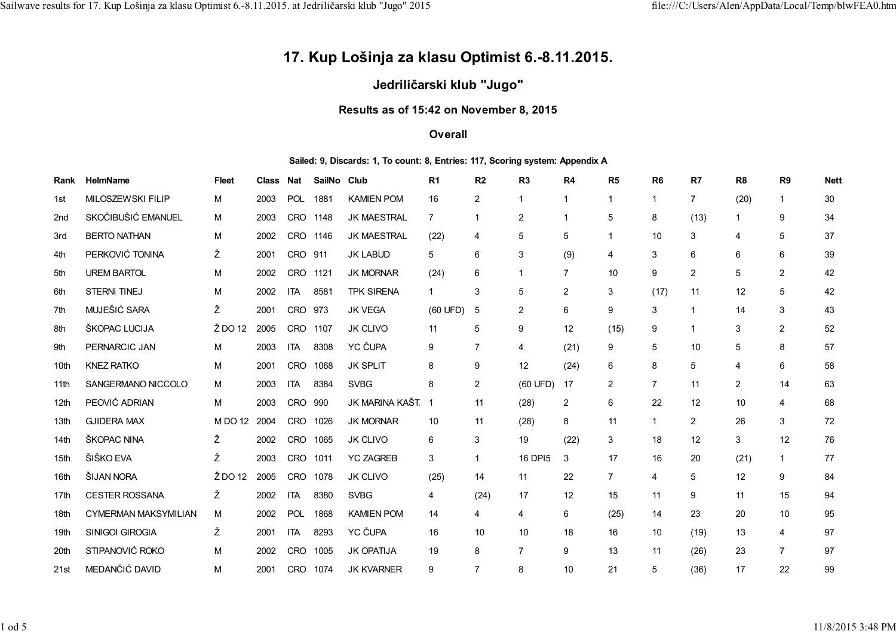# 17. Kup Lošinja za klasu Optimist 6.-8.11.2015.

## Jedriličarski klub "Jugo"

### Results as of 15:42 on November 8, 2015

#### Overall

**Sailed: 9, Discards: 1, To count: 8, Entries: 117, Scoring system: Appendix A**

| Rank | HelmName | Fleet | Class | Nat | SailNo | Club | R1 | R2 | R3 | R4 | R5 | R6 | R7 | R8 | R9 | Nett |
|---|---|---|---|---|---|---|---|---|---|---|---|---|---|---|---|---|
| 1st | MILOSZEWSKI FILIP | M | 2003 | POL | 1881 | KAMIEN POM | 16 | 2 | 1 | 1 | 1 | 1 | 7 | (20) | 1 | 30 |
| 2nd | SKOČIBUŠIĆ EMANUEL | M | 2003 | CRO | 1148 | JK MAESTRAL | 7 | 1 | 2 | 1 | 5 | 8 | (13) | 1 | 9 | 34 |
| 3rd | BERTO NATHAN | M | 2002 | CRO | 1146 | JK MAESTRAL | (22) | 4 | 5 | 5 | 1 | 10 | 3 | 4 | 5 | 37 |
| 4th | PERKOVIĆ TONINA | Ž | 2001 | CRO | 911 | JK LABUD | 5 | 6 | 3 | (9) | 4 | 3 | 6 | 6 | 6 | 39 |
| 5th | UREM BARTOL | M | 2002 | CRO | 1121 | JK MORNAR | (24) | 6 | 1 | 7 | 10 | 9 | 2 | 5 | 2 | 42 |
| 6th | STERNI TINEJ | M | 2002 | ITA | 8581 | TPK SIRENA | 1 | 3 | 5 | 2 | 3 | (17) | 11 | 12 | 5 | 42 |
| 7th | MUJEŠIĆ SARA | Ž | 2001 | CRO | 973 | JK VEGA | (60 UFD) | 5 | 2 | 6 | 9 | 3 | 1 | 14 | 3 | 43 |
| 8th | ŠKOPAC LUCIJA | Ž DO 12 | 2005 | CRO | 1107 | JK CLIVO | 11 | 5 | 9 | 12 | (15) | 9 | 1 | 3 | 2 | 52 |
| 9th | PERNARCIC JAN | M | 2003 | ITA | 8308 | YC ČUPA | 9 | 7 | 4 | (21) | 9 | 5 | 10 | 5 | 8 | 57 |
| 10th | KNEZ RATKO | M | 2001 | CRO | 1068 | JK SPLIT | 8 | 9 | 12 | (24) | 6 | 8 | 5 | 4 | 6 | 58 |
| 11th | SANGERMANO NICCOLO | M | 2003 | ITA | 8384 | SVBG | 8 | 2 | (60 UFD) | 17 | 2 | 7 | 11 | 2 | 14 | 63 |
| 12th | PEOVIĆ ADRIAN | M | 2003 | CRO | 990 | JK MARINA KAŠT. | 1 | 11 | (28) | 2 | 6 | 22 | 12 | 10 | 4 | 68 |
| 13th | GJIDERA MAX | M DO 12 | 2004 | CRO | 1026 | JK MORNAR | 10 | 11 | (28) | 8 | 11 | 1 | 2 | 26 | 3 | 72 |
| 14th | ŠKOPAC NINA | Ž | 2002 | CRO | 1065 | JK CLIVO | 6 | 3 | 19 | (22) | 3 | 18 | 12 | 3 | 12 | 76 |
| 15th | ŠIŠKO EVA | Ž | 2003 | CRO | 1011 | YC ZAGREB | 3 | 1 | 16 DPI5 | 3 | 17 | 16 | 20 | (21) | 1 | 77 |
| 16th | ŠIJAN NORA | Ž DO 12 | 2005 | CRO | 1078 | JK CLIVO | (25) | 14 | 11 | 22 | 7 | 4 | 5 | 12 | 9 | 84 |
| 17th | CESTER ROSSANA | Ž | 2002 | ITA | 8380 | SVBG | 4 | (24) | 17 | 12 | 15 | 11 | 9 | 11 | 15 | 94 |
| 18th | CYMERMAN MAKSYMILIAN | M | 2002 | POL | 1868 | KAMIEN POM | 14 | 4 | 4 | 6 | (25) | 14 | 23 | 20 | 10 | 95 |
| 19th | SINIGOI GIROGIA | Ž | 2001 | ITA | 8293 | YC ČUPA | 16 | 10 | 10 | 18 | 16 | 10 | (19) | 13 | 4 | 97 |
| 20th | STIPANOVIĆ ROKO | M | 2002 | CRO | 1005 | JK OPATIJA | 19 | 8 | 7 | 9 | 13 | 11 | (26) | 23 | 7 | 97 |
| 21st | MEDANČIĆ DAVID | M | 2001 | CRO | 1074 | JK KVARNER | 9 | 7 | 8 | 10 | 21 | 5 | (36) | 17 | 22 | 99 |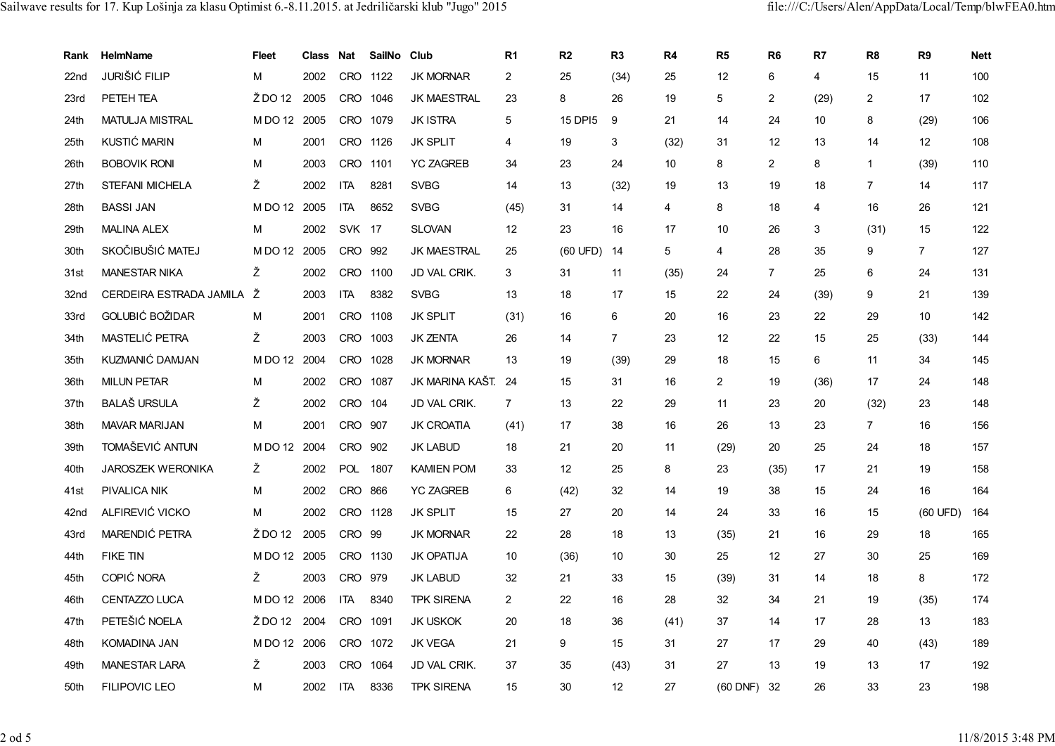| Rank | HelmName | Fleet | Class | Nat | SailNo | Club | R1 | R2 | R3 | R4 | R5 | R6 | R7 | R8 | R9 | Nett |
|---|---|---|---|---|---|---|---|---|---|---|---|---|---|---|---|---|
| 22nd | JURIŠIĆ FILIP | M | 2002 | CRO | 1122 | JK MORNAR | 2 | 25 | (34) | 25 | 12 | 6 | 4 | 15 | 11 | 100 |
| 23rd | PETEH TEA | Ž DO 12 | 2005 | CRO | 1046 | JK MAESTRAL | 23 | 8 | 26 | 19 | 5 | 2 | (29) | 2 | 17 | 102 |
| 24th | MATULJA MISTRAL | M DO 12 | 2005 | CRO | 1079 | JK ISTRA | 5 | 15 DPI5 | 9 | 21 | 14 | 24 | 10 | 8 | (29) | 106 |
| 25th | KUSTIĆ MARIN | M | 2001 | CRO | 1126 | JK SPLIT | 4 | 19 | 3 | (32) | 31 | 12 | 13 | 14 | 12 | 108 |
| 26th | BOBOVIK RONI | M | 2003 | CRO | 1101 | YC ZAGREB | 34 | 23 | 24 | 10 | 8 | 2 | 8 | 1 | (39) | 110 |
| 27th | STEFANI MICHELA | Ž | 2002 | ITA | 8281 | SVBG | 14 | 13 | (32) | 19 | 13 | 19 | 18 | 7 | 14 | 117 |
| 28th | BASSI JAN | M DO 12 | 2005 | ITA | 8652 | SVBG | (45) | 31 | 14 | 4 | 8 | 18 | 4 | 16 | 26 | 121 |
| 29th | MALINA ALEX | M | 2002 | SVK | 17 | SLOVAN | 12 | 23 | 16 | 17 | 10 | 26 | 3 | (31) | 15 | 122 |
| 30th | SKOČIBUŠIĆ MATEJ | M DO 12 | 2005 | CRO | 992 | JK MAESTRAL | 25 | (60 UFD) | 14 | 5 | 4 | 28 | 35 | 9 | 7 | 127 |
| 31st | MANESTAR NIKA | Ž | 2002 | CRO | 1100 | JD VAL CRIK. | 3 | 31 | 11 | (35) | 24 | 7 | 25 | 6 | 24 | 131 |
| 32nd | CERDEIRA ESTRADA JAMILA | Ž | 2003 | ITA | 8382 | SVBG | 13 | 18 | 17 | 15 | 22 | 24 | (39) | 9 | 21 | 139 |
| 33rd | GOLUBIĆ BOŽIDAR | M | 2001 | CRO | 1108 | JK SPLIT | (31) | 16 | 6 | 20 | 16 | 23 | 22 | 29 | 10 | 142 |
| 34th | MASTELIĆ PETRA | Ž | 2003 | CRO | 1003 | JK ZENTA | 26 | 14 | 7 | 23 | 12 | 22 | 15 | 25 | (33) | 144 |
| 35th | KUZMANIĆ DAMJAN | M DO 12 | 2004 | CRO | 1028 | JK MORNAR | 13 | 19 | (39) | 29 | 18 | 15 | 6 | 11 | 34 | 145 |
| 36th | MILUN PETAR | M | 2002 | CRO | 1087 | JK MARINA KAŠT. | 24 | 15 | 31 | 16 | 2 | 19 | (36) | 17 | 24 | 148 |
| 37th | BALAŠ URSULA | Ž | 2002 | CRO | 104 | JD VAL CRIK. | 7 | 13 | 22 | 29 | 11 | 23 | 20 | (32) | 23 | 148 |
| 38th | MAVAR MARIJAN | M | 2001 | CRO | 907 | JK CROATIA | (41) | 17 | 38 | 16 | 26 | 13 | 23 | 7 | 16 | 156 |
| 39th | TOMAŠEVIĆ ANTUN | M DO 12 | 2004 | CRO | 902 | JK LABUD | 18 | 21 | 20 | 11 | (29) | 20 | 25 | 24 | 18 | 157 |
| 40th | JAROSZEK WERONIKA | Ž | 2002 | POL | 1807 | KAMIEN POM | 33 | 12 | 25 | 8 | 23 | (35) | 17 | 21 | 19 | 158 |
| 41st | PIVALICA NIK | M | 2002 | CRO | 866 | YC ZAGREB | 6 | (42) | 32 | 14 | 19 | 38 | 15 | 24 | 16 | 164 |
| 42nd | ALFIREVIĆ VICKO | M | 2002 | CRO | 1128 | JK SPLIT | 15 | 27 | 20 | 14 | 24 | 33 | 16 | 15 | (60 UFD) | 164 |
| 43rd | MARENDIĆ PETRA | Ž DO 12 | 2005 | CRO | 99 | JK MORNAR | 22 | 28 | 18 | 13 | (35) | 21 | 16 | 29 | 18 | 165 |
| 44th | FIKE TIN | M DO 12 | 2005 | CRO | 1130 | JK OPATIJA | 10 | (36) | 10 | 30 | 25 | 12 | 27 | 30 | 25 | 169 |
| 45th | COPIĆ NORA | Ž | 2003 | CRO | 979 | JK LABUD | 32 | 21 | 33 | 15 | (39) | 31 | 14 | 18 | 8 | 172 |
| 46th | CENTAZZO LUCA | M DO 12 | 2006 | ITA | 8340 | TPK SIRENA | 2 | 22 | 16 | 28 | 32 | 34 | 21 | 19 | (35) | 174 |
| 47th | PETEŠIĆ NOELA | Ž DO 12 | 2004 | CRO | 1091 | JK USKOK | 20 | 18 | 36 | (41) | 37 | 14 | 17 | 28 | 13 | 183 |
| 48th | KOMADINA JAN | M DO 12 | 2006 | CRO | 1072 | JK VEGA | 21 | 9 | 15 | 31 | 27 | 17 | 29 | 40 | (43) | 189 |
| 49th | MANESTAR LARA | Ž | 2003 | CRO | 1064 | JD VAL CRIK. | 37 | 35 | (43) | 31 | 27 | 13 | 19 | 13 | 17 | 192 |
| 50th | FILIPOVIC LEO | M | 2002 | ITA | 8336 | TPK SIRENA | 15 | 30 | 12 | 27 | (60 DNF) | 32 | 26 | 33 | 23 | 198 |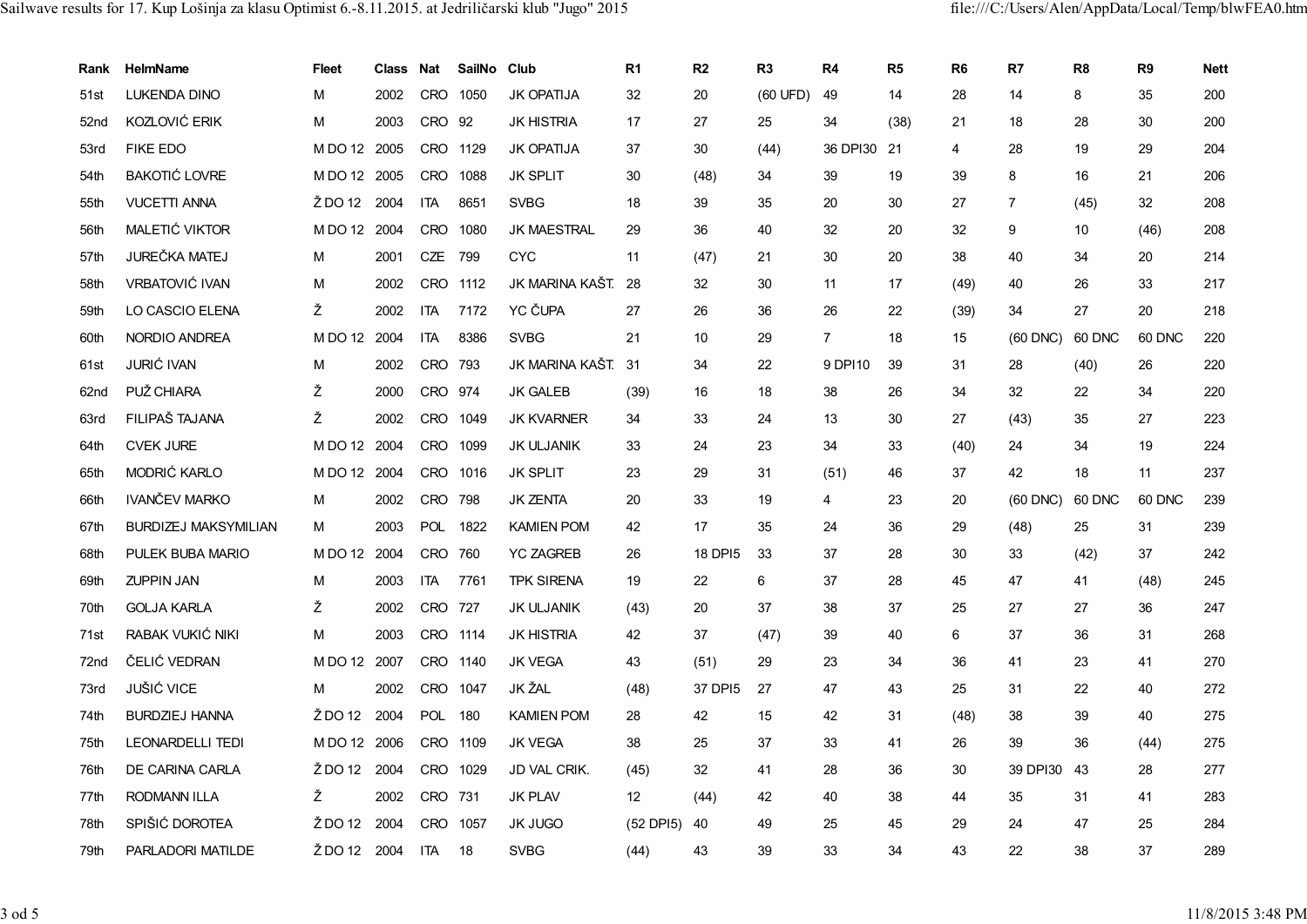| Rank | HelmName | Fleet | Class | Nat | SailNo | Club | R1 | R2 | R3 | R4 | R5 | R6 | R7 | R8 | R9 | Nett |
|---|---|---|---|---|---|---|---|---|---|---|---|---|---|---|---|---|
| 51st | LUKENDA DINO | M | 2002 | CRO | 1050 | JK OPATIJA | 32 | 20 | (60 UFD) | 49 | 14 | 28 | 14 | 8 | 35 | 200 |
| 52nd | KOZLOVIĆ ERIK | M | 2003 | CRO | 92 | JK HISTRIA | 17 | 27 | 25 | 34 | (38) | 21 | 18 | 28 | 30 | 200 |
| 53rd | FIKE EDO | M DO 12 | 2005 | CRO | 1129 | JK OPATIJA | 37 | 30 | (44) | 36 DPI30 | 21 | 4 | 28 | 19 | 29 | 204 |
| 54th | BAKOTIĆ LOVRE | M DO 12 | 2005 | CRO | 1088 | JK SPLIT | 30 | (48) | 34 | 39 | 19 | 39 | 8 | 16 | 21 | 206 |
| 55th | VUCETTI ANNA | Ž DO 12 | 2004 | ITA | 8651 | SVBG | 18 | 39 | 35 | 20 | 30 | 27 | 7 | (45) | 32 | 208 |
| 56th | MALETIĆ VIKTOR | M DO 12 | 2004 | CRO | 1080 | JK MAESTRAL | 29 | 36 | 40 | 32 | 20 | 32 | 9 | 10 | (46) | 208 |
| 57th | JUREČKA MATEJ | M | 2001 | CZE | 799 | CYC | 11 | (47) | 21 | 30 | 20 | 38 | 40 | 34 | 20 | 214 |
| 58th | VRBATOVIĆ IVAN | M | 2002 | CRO | 1112 | JK MARINA KAŠT. | 28 | 32 | 30 | 11 | 17 | (49) | 40 | 26 | 33 | 217 |
| 59th | LO CASCIO ELENA | Ž | 2002 | ITA | 7172 | YC ČUPA | 27 | 26 | 36 | 26 | 22 | (39) | 34 | 27 | 20 | 218 |
| 60th | NORDIO ANDREA | M DO 12 | 2004 | ITA | 8386 | SVBG | 21 | 10 | 29 | 7 | 18 | 15 | (60 DNC) | 60 DNC | 60 DNC | 220 |
| 61st | JURIĆ IVAN | M | 2002 | CRO | 793 | JK MARINA KAŠT. | 31 | 34 | 22 | 9 DPI10 | 39 | 31 | 28 | (40) | 26 | 220 |
| 62nd | PUŽ CHIARA | Ž | 2000 | CRO | 974 | JK GALEB | (39) | 16 | 18 | 38 | 26 | 34 | 32 | 22 | 34 | 220 |
| 63rd | FILIPAŠ TAJANA | Ž | 2002 | CRO | 1049 | JK KVARNER | 34 | 33 | 24 | 13 | 30 | 27 | (43) | 35 | 27 | 223 |
| 64th | CVEK JURE | M DO 12 | 2004 | CRO | 1099 | JK ULJANIK | 33 | 24 | 23 | 34 | 33 | (40) | 24 | 34 | 19 | 224 |
| 65th | MODRIĆ KARLO | M DO 12 | 2004 | CRO | 1016 | JK SPLIT | 23 | 29 | 31 | (51) | 46 | 37 | 42 | 18 | 11 | 237 |
| 66th | IVANČEV MARKO | M | 2002 | CRO | 798 | JK ZENTA | 20 | 33 | 19 | 4 | 23 | 20 | (60 DNC) | 60 DNC | 60 DNC | 239 |
| 67th | BURDZIEJ MAKSYMILIAN | M | 2003 | POL | 1822 | KAMIEN POM | 42 | 17 | 35 | 24 | 36 | 29 | (48) | 25 | 31 | 239 |
| 68th | PULEK BUBA MARIO | M DO 12 | 2004 | CRO | 760 | YC ZAGREB | 26 | 18 DPI5 | 33 | 37 | 28 | 30 | 33 | (42) | 37 | 242 |
| 69th | ZUPPIN JAN | M | 2003 | ITA | 7761 | TPK SIRENA | 19 | 22 | 6 | 37 | 28 | 45 | 47 | 41 | (48) | 245 |
| 70th | GOLJA KARLA | Ž | 2002 | CRO | 727 | JK ULJANIK | (43) | 20 | 37 | 38 | 37 | 25 | 27 | 27 | 36 | 247 |
| 71st | RABAK VUKIĆ NIKI | M | 2003 | CRO | 1114 | JK HISTRIA | 42 | 37 | (47) | 39 | 40 | 6 | 37 | 36 | 31 | 268 |
| 72nd | ČELIĆ VEDRAN | M DO 12 | 2007 | CRO | 1140 | JK VEGA | 43 | (51) | 29 | 23 | 34 | 36 | 41 | 23 | 41 | 270 |
| 73rd | JUŠIĆ VICE | M | 2002 | CRO | 1047 | JK ŽAL | (48) | 37 DPI5 | 27 | 47 | 43 | 25 | 31 | 22 | 40 | 272 |
| 74th | BURDZIEJ HANNA | Ž DO 12 | 2004 | POL | 180 | KAMIEN POM | 28 | 42 | 15 | 42 | 31 | (48) | 38 | 39 | 40 | 275 |
| 75th | LEONARDELLI TEDI | M DO 12 | 2006 | CRO | 1109 | JK VEGA | 38 | 25 | 37 | 33 | 41 | 26 | 39 | 36 | (44) | 275 |
| 76th | DE CARINA CARLA | Ž DO 12 | 2004 | CRO | 1029 | JD VAL CRIK. | (45) | 32 | 41 | 28 | 36 | 30 | 39 DPI30 | 43 | 28 | 277 |
| 77th | RODMANN ILLA | Ž | 2002 | CRO | 731 | JK PLAV | 12 | (44) | 42 | 40 | 38 | 44 | 35 | 31 | 41 | 283 |
| 78th | SPIŠIĆ DOROTEA | Ž DO 12 | 2004 | CRO | 1057 | JK JUGO | (52 DPI5) | 40 | 49 | 25 | 45 | 29 | 24 | 47 | 25 | 284 |
| 79th | PARLADORI MATILDE | Ž DO 12 | 2004 | ITA | 18 | SVBG | (44) | 43 | 39 | 33 | 34 | 43 | 22 | 38 | 37 | 289 |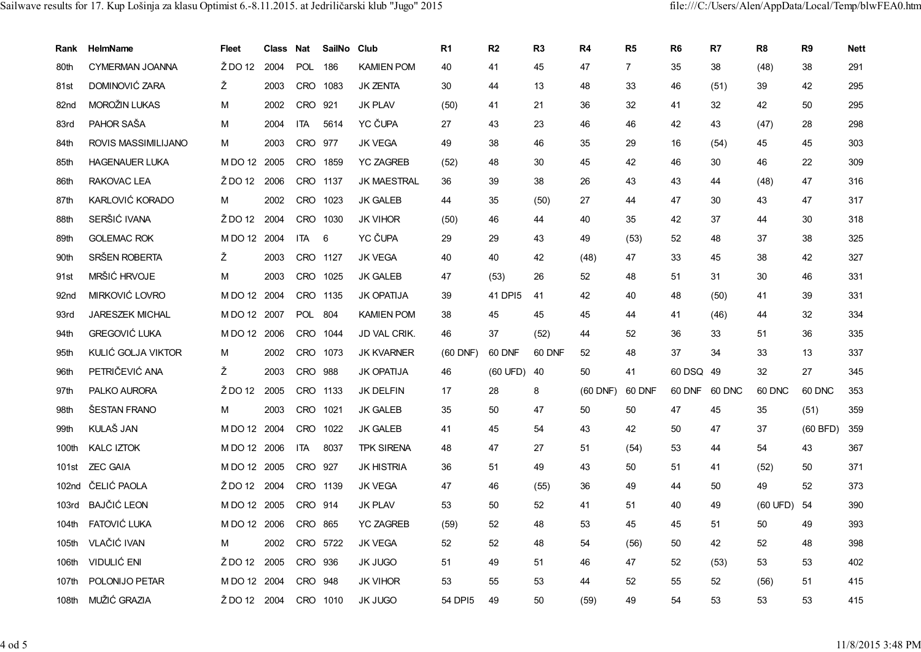| Rank | HelmName | Fleet | Class | Nat | SailNo | Club | R1 | R2 | R3 | R4 | R5 | R6 | R7 | R8 | R9 | Nett |
|---|---|---|---|---|---|---|---|---|---|---|---|---|---|---|---|---|
| 80th | CYMERMAN JOANNA | Ž DO 12 | 2004 | POL | 186 | KAMIEN POM | 40 | 41 | 45 | 47 | 7 | 35 | 38 | (48) | 38 | 291 |
| 81st | DOMINOVIĆ ZARA | Ž | 2003 | CRO | 1083 | JK ZENTA | 30 | 44 | 13 | 48 | 33 | 46 | (51) | 39 | 42 | 295 |
| 82nd | MOROŽIN LUKAS | M | 2002 | CRO | 921 | JK PLAV | (50) | 41 | 21 | 36 | 32 | 41 | 32 | 42 | 50 | 295 |
| 83rd | PAHOR SAŠA | M | 2004 | ITA | 5614 | YC ČUPA | 27 | 43 | 23 | 46 | 46 | 42 | 43 | (47) | 28 | 298 |
| 84th | ROVIS MASSIMILIJANO | M | 2003 | CRO | 977 | JK VEGA | 49 | 38 | 46 | 35 | 29 | 16 | (54) | 45 | 45 | 303 |
| 85th | HAGENAUER LUKA | M DO 12 | 2005 | CRO | 1859 | YC ZAGREB | (52) | 48 | 30 | 45 | 42 | 46 | 30 | 46 | 22 | 309 |
| 86th | RAKOVAC LEA | Ž DO 12 | 2006 | CRO | 1137 | JK MAESTRAL | 36 | 39 | 38 | 26 | 43 | 43 | 44 | (48) | 47 | 316 |
| 87th | KARLOVIĆ KORADO | M | 2002 | CRO | 1023 | JK GALEB | 44 | 35 | (50) | 27 | 44 | 47 | 30 | 43 | 47 | 317 |
| 88th | SERŠIĆ IVANA | Ž DO 12 | 2004 | CRO | 1030 | JK VIHOR | (50) | 46 | 44 | 40 | 35 | 42 | 37 | 44 | 30 | 318 |
| 89th | GOLEMAC ROK | M DO 12 | 2004 | ITA | 6 | YC ČUPA | 29 | 29 | 43 | 49 | (53) | 52 | 48 | 37 | 38 | 325 |
| 90th | SRŠEN ROBERTA | Ž | 2003 | CRO | 1127 | JK VEGA | 40 | 40 | 42 | (48) | 47 | 33 | 45 | 38 | 42 | 327 |
| 91st | MRŠIĆ HRVOJE | M | 2003 | CRO | 1025 | JK GALEB | 47 | (53) | 26 | 52 | 48 | 51 | 31 | 30 | 46 | 331 |
| 92nd | MIRKOVIĆ LOVRO | M DO 12 | 2004 | CRO | 1135 | JK OPATIJA | 39 | 41 DPI5 | 41 | 42 | 40 | 48 | (50) | 41 | 39 | 331 |
| 93rd | JARESZEK MICHAL | M DO 12 | 2007 | POL | 804 | KAMIEN POM | 38 | 45 | 45 | 45 | 44 | 41 | (46) | 44 | 32 | 334 |
| 94th | GREGOVIĆ LUKA | M DO 12 | 2006 | CRO | 1044 | JD VAL CRIK. | 46 | 37 | (52) | 44 | 52 | 36 | 33 | 51 | 36 | 335 |
| 95th | KULIĆ GOLJA VIKTOR | M | 2002 | CRO | 1073 | JK KVARNER | (60 DNF) | 60 DNF | 60 DNF | 52 | 48 | 37 | 34 | 33 | 13 | 337 |
| 96th | PETRIČEVIĆ ANA | Ž | 2003 | CRO | 988 | JK OPATIJA | 46 | (60 UFD) | 40 | 50 | 41 | 60 DSQ | 49 | 32 | 27 | 345 |
| 97th | PALKO AURORA | Ž DO 12 | 2005 | CRO | 1133 | JK DELFIN | 17 | 28 | 8 | (60 DNF) | 60 DNF | 60 DNF | 60 DNC | 60 DNC | 60 DNC | 353 |
| 98th | ŠESTAN FRANO | M | 2003 | CRO | 1021 | JK GALEB | 35 | 50 | 47 | 50 | 50 | 47 | 45 | 35 | (51) | 359 |
| 99th | KULAŠ JAN | M DO 12 | 2004 | CRO | 1022 | JK GALEB | 41 | 45 | 54 | 43 | 42 | 50 | 47 | 37 | (60 BFD) | 359 |
| 100th | KALC IZTOK | M DO 12 | 2006 | ITA | 8037 | TPK SIRENA | 48 | 47 | 27 | 51 | (54) | 53 | 44 | 54 | 43 | 367 |
| 101st | ZEC GAIA | M DO 12 | 2005 | CRO | 927 | JK HISTRIA | 36 | 51 | 49 | 43 | 50 | 51 | 41 | (52) | 50 | 371 |
| 102nd | ČELIĆ PAOLA | Ž DO 12 | 2004 | CRO | 1139 | JK VEGA | 47 | 46 | (55) | 36 | 49 | 44 | 50 | 49 | 52 | 373 |
| 103rd | BAJČIĆ LEON | M DO 12 | 2005 | CRO | 914 | JK PLAV | 53 | 50 | 52 | 41 | 51 | 40 | 49 | (60 UFD) | 54 | 390 |
| 104th | FATOVIĆ LUKA | M DO 12 | 2006 | CRO | 865 | YC ZAGREB | (59) | 52 | 48 | 53 | 45 | 45 | 51 | 50 | 49 | 393 |
| 105th | VLAČIĆ IVAN | M | 2002 | CRO | 5722 | JK VEGA | 52 | 52 | 48 | 54 | (56) | 50 | 42 | 52 | 48 | 398 |
| 106th | VIDULIĆ ENI | Ž DO 12 | 2005 | CRO | 936 | JK JUGO | 51 | 49 | 51 | 46 | 47 | 52 | (53) | 53 | 53 | 402 |
| 107th | POLONIJO PETAR | M DO 12 | 2004 | CRO | 948 | JK VIHOR | 53 | 55 | 53 | 44 | 52 | 55 | 52 | (56) | 51 | 415 |
| 108th | MUŽIĆ GRAZIA | Ž DO 12 | 2004 | CRO | 1010 | JK JUGO | 54 DPI5 | 49 | 50 | (59) | 49 | 54 | 53 | 53 | 53 | 415 |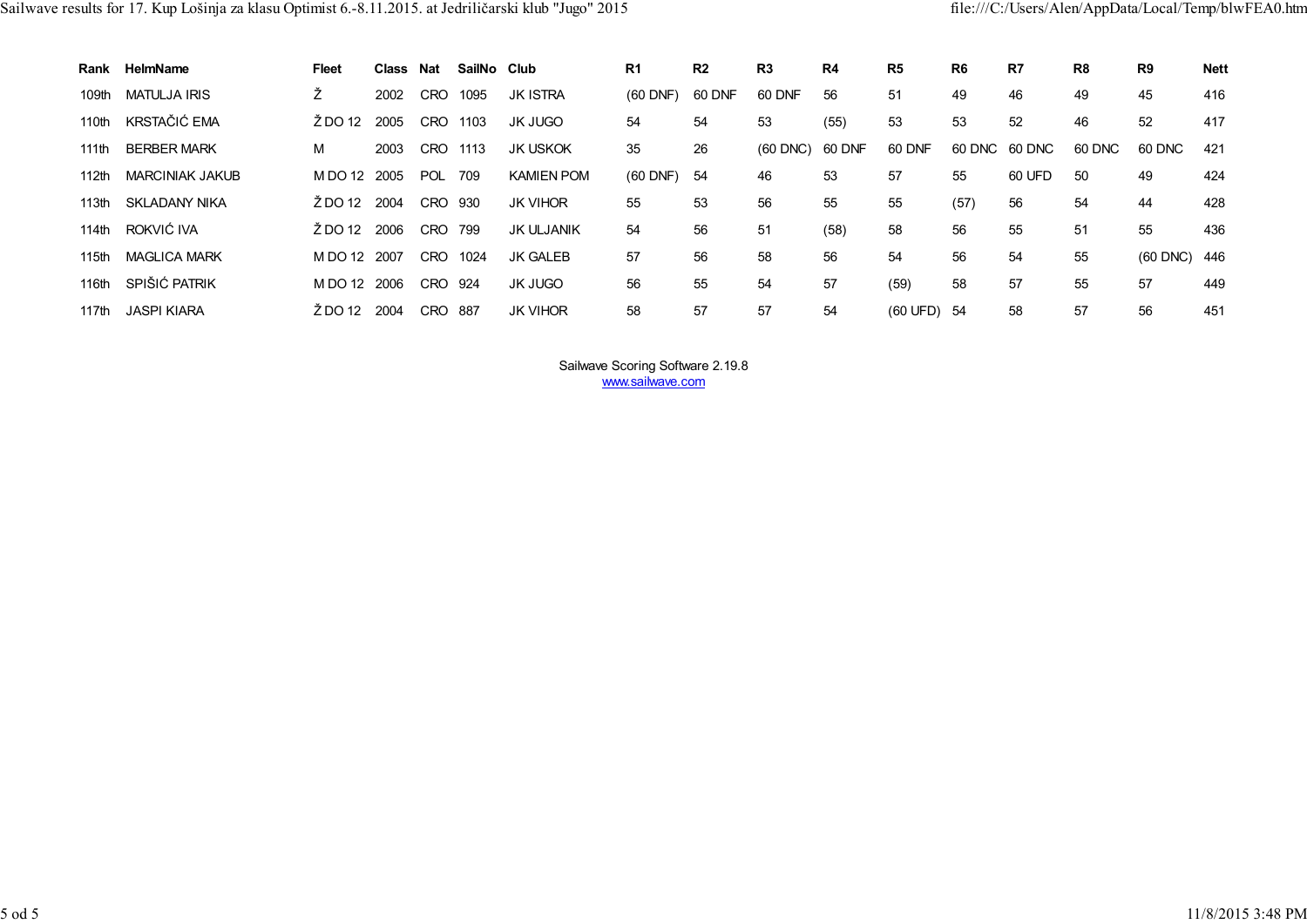| Rank | HelmName | Fleet | Class | Nat | SailNo | Club | R1 | R2 | R3 | R4 | R5 | R6 | R7 | R8 | R9 | Nett |
|---|---|---|---|---|---|---|---|---|---|---|---|---|---|---|---|---|
| 109th | MATULJA IRIS | Ž | 2002 | CRO | 1095 | JK ISTRA | (60 DNF) | 60 DNF | 60 DNF | 56 | 51 | 49 | 46 | 49 | 45 | 416 |
| 110th | KRSTAČIĆ EMA | Ž DO 12 | 2005 | CRO | 1103 | JK JUGO | 54 | 54 | 53 | (55) | 53 | 53 | 52 | 46 | 52 | 417 |
| 111th | BERBER MARK | M | 2003 | CRO | 1113 | JK USKOK | 35 | 26 | (60 DNC) | 60 DNF | 60 DNF | 60 DNC | 60 DNC | 60 DNC | 60 DNC | 421 |
| 112th | MARCINIAK JAKUB | M DO 12 | 2005 | POL | 709 | KAMIEN POM | (60 DNF) | 54 | 46 | 53 | 57 | 55 | 60 UFD | 50 | 49 | 424 |
| 113th | SKLADANY NIKA | Ž DO 12 | 2004 | CRO | 930 | JK VIHOR | 55 | 53 | 56 | 55 | 55 | (57) | 56 | 54 | 44 | 428 |
| 114th | ROKVIĆ IVA | Ž DO 12 | 2006 | CRO | 799 | JK ULJANIK | 54 | 56 | 51 | (58) | 58 | 56 | 55 | 51 | 55 | 436 |
| 115th | MAGLICA MARK | M DO 12 | 2007 | CRO | 1024 | JK GALEB | 57 | 56 | 58 | 56 | 54 | 56 | 54 | 55 | (60 DNC) | 446 |
| 116th | SPIŠIĆ PATRIK | M DO 12 | 2006 | CRO | 924 | JK JUGO | 56 | 55 | 54 | 57 | (59) | 58 | 57 | 55 | 57 | 449 |
| 117th | JASPI KIARA | Ž DO 12 | 2004 | CRO | 887 | JK VIHOR | 58 | 57 | 57 | 54 | (60 UFD) | 54 | 58 | 57 | 56 | 451 |

Sailwave Scoring Software 2.19.8
www.sailwave.com